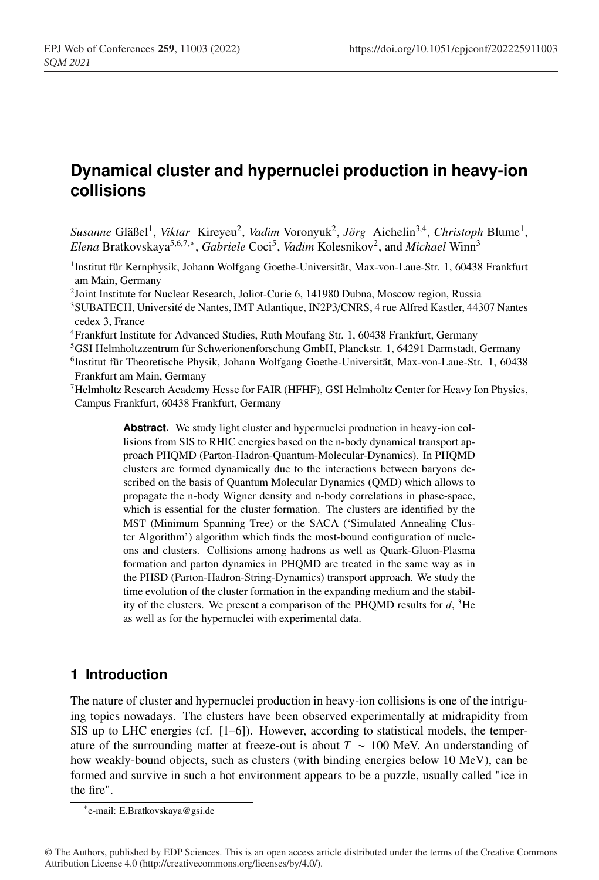# Dynamical cluster and hypernuclei production in heavy-ion collisions

*Susanne* Gläßel[1], *Viktar* Kireyeu[2], *Vadim* Voronyuk[2], *Jörg* Aichelin[3,4], *Christoph* Blume[1], *Elena* Bratkovskaya[5,6,7,*], *Gabriele* Coci[5], *Vadim* Kolesnikov[2], and *Michael* Winn[3]

[1]Institut für Kernphysik, Johann Wolfgang Goethe-Universität, Max-von-Laue-Str. 1, 60438 Frankfurt am Main, Germany

[2]Joint Institute for Nuclear Research, Joliot-Curie 6, 141980 Dubna, Moscow region, Russia

[3]SUBATECH, Université de Nantes, IMT Atlantique, IN2P3/CNRS, 4 rue Alfred Kastler, 44307 Nantes cedex 3, France

[4]Frankfurt Institute for Advanced Studies, Ruth Moufang Str. 1, 60438 Frankfurt, Germany

[5]GSI Helmholtzzentrum für Schwerionenforschung GmbH, Planckstr. 1, 64291 Darmstadt, Germany

[6]Institut für Theoretische Physik, Johann Wolfgang Goethe-Universität, Max-von-Laue-Str. 1, 60438 Frankfurt am Main, Germany

[7]Helmholtz Research Academy Hesse for FAIR (HFHF), GSI Helmholtz Center for Heavy Ion Physics, Campus Frankfurt, 60438 Frankfurt, Germany

**Abstract.** We study light cluster and hypernuclei production in heavy-ion collisions from SIS to RHIC energies based on the n-body dynamical transport approach PHQMD (Parton-Hadron-Quantum-Molecular-Dynamics). In PHQMD clusters are formed dynamically due to the interactions between baryons described on the basis of Quantum Molecular Dynamics (QMD) which allows to propagate the n-body Wigner density and n-body correlations in phase-space, which is essential for the cluster formation. The clusters are identified by the MST (Minimum Spanning Tree) or the SACA ('Simulated Annealing Cluster Algorithm') algorithm which finds the most-bound configuration of nucleons and clusters. Collisions among hadrons as well as Quark-Gluon-Plasma formation and parton dynamics in PHQMD are treated in the same way as in the PHSD (Parton-Hadron-String-Dynamics) transport approach. We study the time evolution of the cluster formation in the expanding medium and the stability of the clusters. We present a comparison of the PHQMD results for $d$, $^3$He as well as for the hypernuclei with experimental data.

## 1 Introduction

The nature of cluster and hypernuclei production in heavy-ion collisions is one of the intriguing topics nowadays. The clusters have been observed experimentally at midrapidity from SIS up to LHC energies (cf. [1–6]). However, according to statistical models, the temperature of the surrounding matter at freeze-out is about $T \sim 100$ MeV. An understanding of how weakly-bound objects, such as clusters (with binding energies below 10 MeV), can be formed and survive in such a hot environment appears to be a puzzle, usually called "ice in the fire".

*e-mail: E.Bratkovskaya@gsi.de

© The Authors, published by EDP Sciences. This is an open access article distributed under the terms of the Creative Commons Attribution License 4.0 (http://creativecommons.org/licenses/by/4.0/).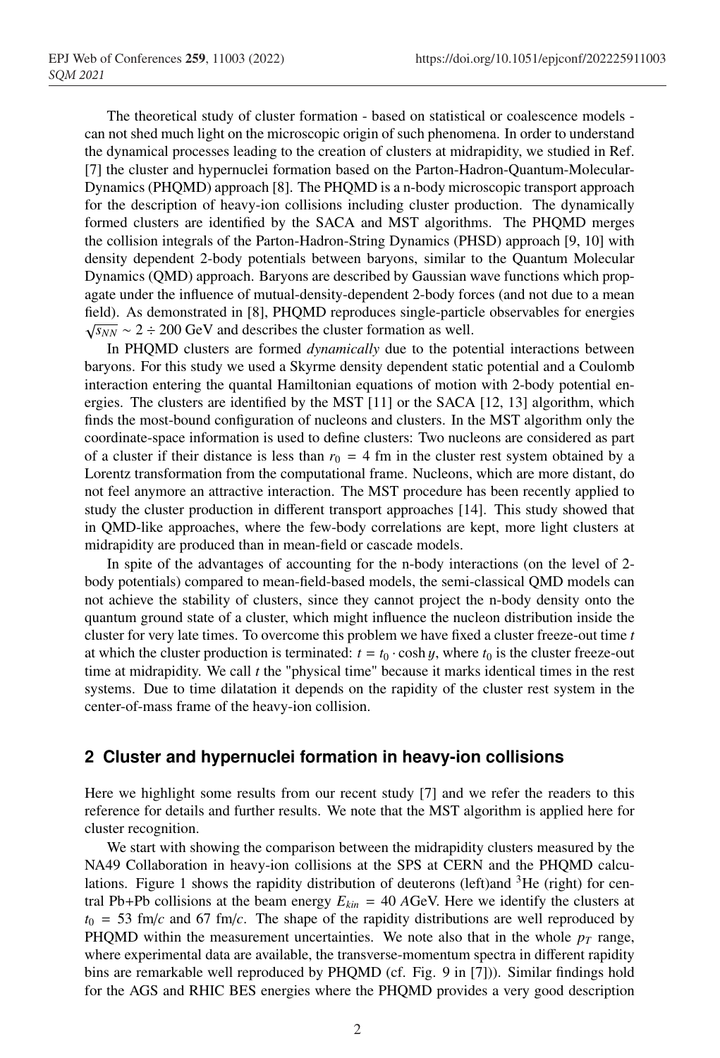The theoretical study of cluster formation - based on statistical or coalescence models - can not shed much light on the microscopic origin of such phenomena. In order to understand the dynamical processes leading to the creation of clusters at midrapidity, we studied in Ref. [7] the cluster and hypernuclei formation based on the Parton-Hadron-Quantum-Molecular-Dynamics (PHQMD) approach [8]. The PHQMD is a n-body microscopic transport approach for the description of heavy-ion collisions including cluster production. The dynamically formed clusters are identified by the SACA and MST algorithms. The PHQMD merges the collision integrals of the Parton-Hadron-String Dynamics (PHSD) approach [9, 10] with density dependent 2-body potentials between baryons, similar to the Quantum Molecular Dynamics (QMD) approach. Baryons are described by Gaussian wave functions which propagate under the influence of mutual-density-dependent 2-body forces (and not due to a mean field). As demonstrated in [8], PHQMD reproduces single-particle observables for energies $\sqrt{s_{NN}} \sim 2 \div 200$ GeV and describes the cluster formation as well.

In PHQMD clusters are formed *dynamically* due to the potential interactions between baryons. For this study we used a Skyrme density dependent static potential and a Coulomb interaction entering the quantal Hamiltonian equations of motion with 2-body potential energies. The clusters are identified by the MST [11] or the SACA [12, 13] algorithm, which finds the most-bound configuration of nucleons and clusters. In the MST algorithm only the coordinate-space information is used to define clusters: Two nucleons are considered as part of a cluster if their distance is less than $r_0 = 4$ fm in the cluster rest system obtained by a Lorentz transformation from the computational frame. Nucleons, which are more distant, do not feel anymore an attractive interaction. The MST procedure has been recently applied to study the cluster production in different transport approaches [14]. This study showed that in QMD-like approaches, where the few-body correlations are kept, more light clusters at midrapidity are produced than in mean-field or cascade models.

In spite of the advantages of accounting for the n-body interactions (on the level of 2-body potentials) compared to mean-field-based models, the semi-classical QMD models can not achieve the stability of clusters, since they cannot project the n-body density onto the quantum ground state of a cluster, which might influence the nucleon distribution inside the cluster for very late times. To overcome this problem we have fixed a cluster freeze-out time $t$ at which the cluster production is terminated: $t = t_0 \cdot \cosh y$, where $t_0$ is the cluster freeze-out time at midrapidity. We call $t$ the "physical time" because it marks identical times in the rest systems. Due to time dilatation it depends on the rapidity of the cluster rest system in the center-of-mass frame of the heavy-ion collision.

## 2 Cluster and hypernuclei formation in heavy-ion collisions

Here we highlight some results from our recent study [7] and we refer the readers to this reference for details and further results. We note that the MST algorithm is applied here for cluster recognition.

We start with showing the comparison between the midrapidity clusters measured by the NA49 Collaboration in heavy-ion collisions at the SPS at CERN and the PHQMD calculations. Figure 1 shows the rapidity distribution of deuterons (left)and $^3$He (right) for central Pb+Pb collisions at the beam energy $E_{kin} = 40$ $A$GeV. Here we identify the clusters at $t_0 = 53$ fm/$c$ and 67 fm/$c$. The shape of the rapidity distributions are well reproduced by PHQMD within the measurement uncertainties. We note also that in the whole $p_T$ range, where experimental data are available, the transverse-momentum spectra in different rapidity bins are remarkable well reproduced by PHQMD (cf. Fig. 9 in [7])). Similar findings hold for the AGS and RHIC BES energies where the PHQMD provides a very good description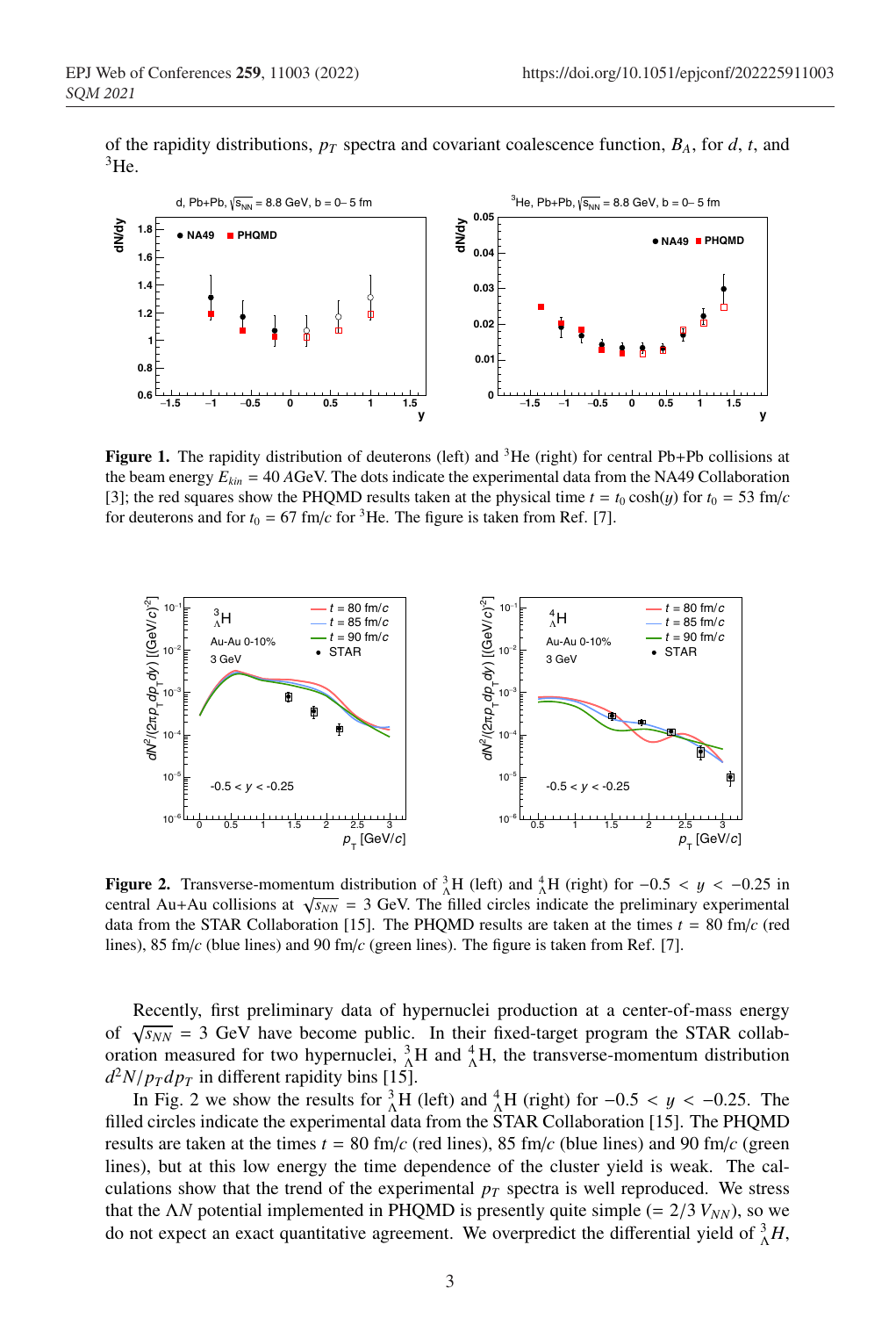of the rapidity distributions, $p_T$ spectra and covariant coalescence function, $B_A$, for $d$, $t$, and $^3$He.

**Figure 1.** The rapidity distribution of deuterons (left) and $^3$He (right) for central Pb+Pb collisions at the beam energy $E_{kin} = 40$ $A$GeV. The dots indicate the experimental data from the NA49 Collaboration [3]; the red squares show the PHQMD results taken at the physical time $t = t_0 \cosh(y)$ for $t_0 = 53$ fm/$c$ for deuterons and for $t_0 = 67$ fm/$c$ for $^3$He. The figure is taken from Ref. [7].

**Figure 2.** Transverse-momentum distribution of $^3_\Lambda$H (left) and $^4_\Lambda$H (right) for $-0.5 < y < -0.25$ in central Au+Au collisions at $\sqrt{s_{NN}} = 3$ GeV. The filled circles indicate the preliminary experimental data from the STAR Collaboration [15]. The PHQMD results are taken at the times $t = 80$ fm/$c$ (red lines), 85 fm/$c$ (blue lines) and 90 fm/$c$ (green lines). The figure is taken from Ref. [7].

Recently, first preliminary data of hypernuclei production at a center-of-mass energy of $\sqrt{s_{NN}} = 3$ GeV have become public. In their fixed-target program the STAR collaboration measured for two hypernuclei, $^3_\Lambda$H and $^4_\Lambda$H, the transverse-momentum distribution $d^2N/p_T dp_T$ in different rapidity bins [15].

In Fig. 2 we show the results for $^3_\Lambda$H (left) and $^4_\Lambda$H (right) for $-0.5 < y < -0.25$. The filled circles indicate the experimental data from the STAR Collaboration [15]. The PHQMD results are taken at the times $t = 80$ fm/$c$ (red lines), 85 fm/$c$ (blue lines) and 90 fm/$c$ (green lines), but at this low energy the time dependence of the cluster yield is weak. The calculations show that the trend of the experimental $p_T$ spectra is well reproduced. We stress that the $\Lambda N$ potential implemented in PHQMD is presently quite simple ($= 2/3\, V_{NN}$), so we do not expect an exact quantitative agreement. We overpredict the differential yield of $^3_\Lambda H$,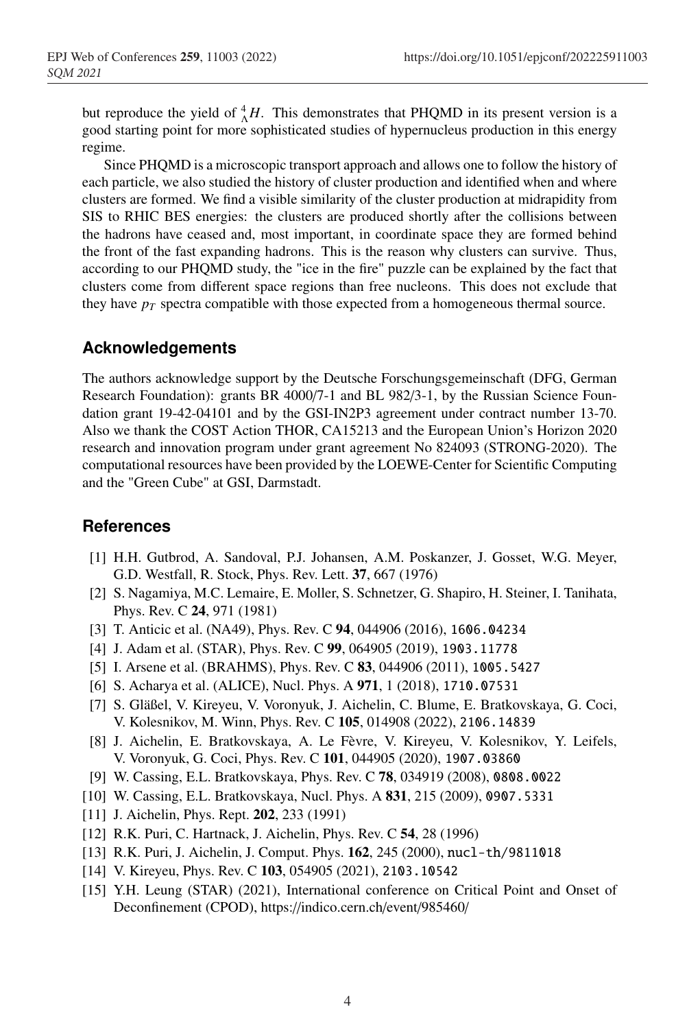but reproduce the yield of ${}^{4}_{\Lambda}H$. This demonstrates that PHQMD in its present version is a good starting point for more sophisticated studies of hypernucleus production in this energy regime.

Since PHQMD is a microscopic transport approach and allows one to follow the history of each particle, we also studied the history of cluster production and identified when and where clusters are formed. We find a visible similarity of the cluster production at midrapidity from SIS to RHIC BES energies: the clusters are produced shortly after the collisions between the hadrons have ceased and, most important, in coordinate space they are formed behind the front of the fast expanding hadrons. This is the reason why clusters can survive. Thus, according to our PHQMD study, the "ice in the fire" puzzle can be explained by the fact that clusters come from different space regions than free nucleons. This does not exclude that they have $p_T$ spectra compatible with those expected from a homogeneous thermal source.

## Acknowledgements

The authors acknowledge support by the Deutsche Forschungsgemeinschaft (DFG, German Research Foundation): grants BR 4000/7-1 and BL 982/3-1, by the Russian Science Foundation grant 19-42-04101 and by the GSI-IN2P3 agreement under contract number 13-70. Also we thank the COST Action THOR, CA15213 and the European Union's Horizon 2020 research and innovation program under grant agreement No 824093 (STRONG-2020). The computational resources have been provided by the LOEWE-Center for Scientific Computing and the "Green Cube" at GSI, Darmstadt.

## References

[1] H.H. Gutbrod, A. Sandoval, P.J. Johansen, A.M. Poskanzer, J. Gosset, W.G. Meyer, G.D. Westfall, R. Stock, Phys. Rev. Lett. **37**, 667 (1976)

[2] S. Nagamiya, M.C. Lemaire, E. Moller, S. Schnetzer, G. Shapiro, H. Steiner, I. Tanihata, Phys. Rev. C **24**, 971 (1981)

[3] T. Anticic et al. (NA49), Phys. Rev. C **94**, 044906 (2016), 1606.04234

[4] J. Adam et al. (STAR), Phys. Rev. C **99**, 064905 (2019), 1903.11778

[5] I. Arsene et al. (BRAHMS), Phys. Rev. C **83**, 044906 (2011), 1005.5427

[6] S. Acharya et al. (ALICE), Nucl. Phys. A **971**, 1 (2018), 1710.07531

[7] S. Gläßel, V. Kireyeu, V. Voronyuk, J. Aichelin, C. Blume, E. Bratkovskaya, G. Coci, V. Kolesnikov, M. Winn, Phys. Rev. C **105**, 014908 (2022), 2106.14839

[8] J. Aichelin, E. Bratkovskaya, A. Le Fèvre, V. Kireyeu, V. Kolesnikov, Y. Leifels, V. Voronyuk, G. Coci, Phys. Rev. C **101**, 044905 (2020), 1907.03860

[9] W. Cassing, E.L. Bratkovskaya, Phys. Rev. C **78**, 034919 (2008), 0808.0022

[10] W. Cassing, E.L. Bratkovskaya, Nucl. Phys. A **831**, 215 (2009), 0907.5331

[11] J. Aichelin, Phys. Rept. **202**, 233 (1991)

[12] R.K. Puri, C. Hartnack, J. Aichelin, Phys. Rev. C **54**, 28 (1996)

[13] R.K. Puri, J. Aichelin, J. Comput. Phys. **162**, 245 (2000), nucl-th/9811018

[14] V. Kireyeu, Phys. Rev. C **103**, 054905 (2021), 2103.10542

[15] Y.H. Leung (STAR) (2021), International conference on Critical Point and Onset of Deconfinement (CPOD), https://indico.cern.ch/event/985460/